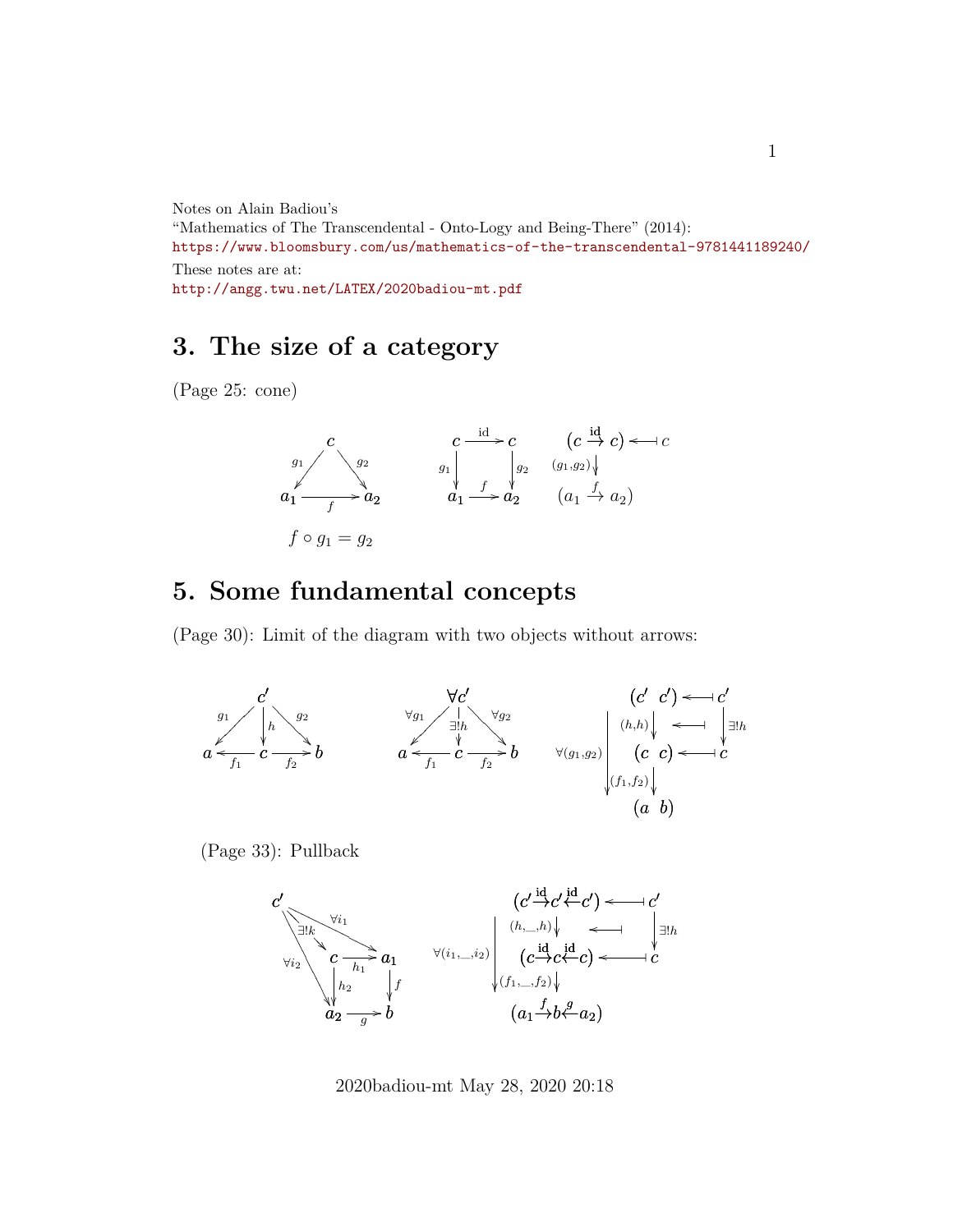Notes on Alain Badiou's
"Mathematics of The Transcendental - Onto-Logy and Being-There" (2014):
https://www.bloomsbury.com/us/mathematics-of-the-transcendental-9781441189240/
These notes are at:
http://angg.twu.net/LATEX/2020badiou-mt.pdf

## 3. The size of a category

(Page 25: cone)

$$f \circ g_1 = g_2$$

## 5. Some fundamental concepts

(Page 30): Limit of the diagram with two objects without arrows:

(Page 33): Pullback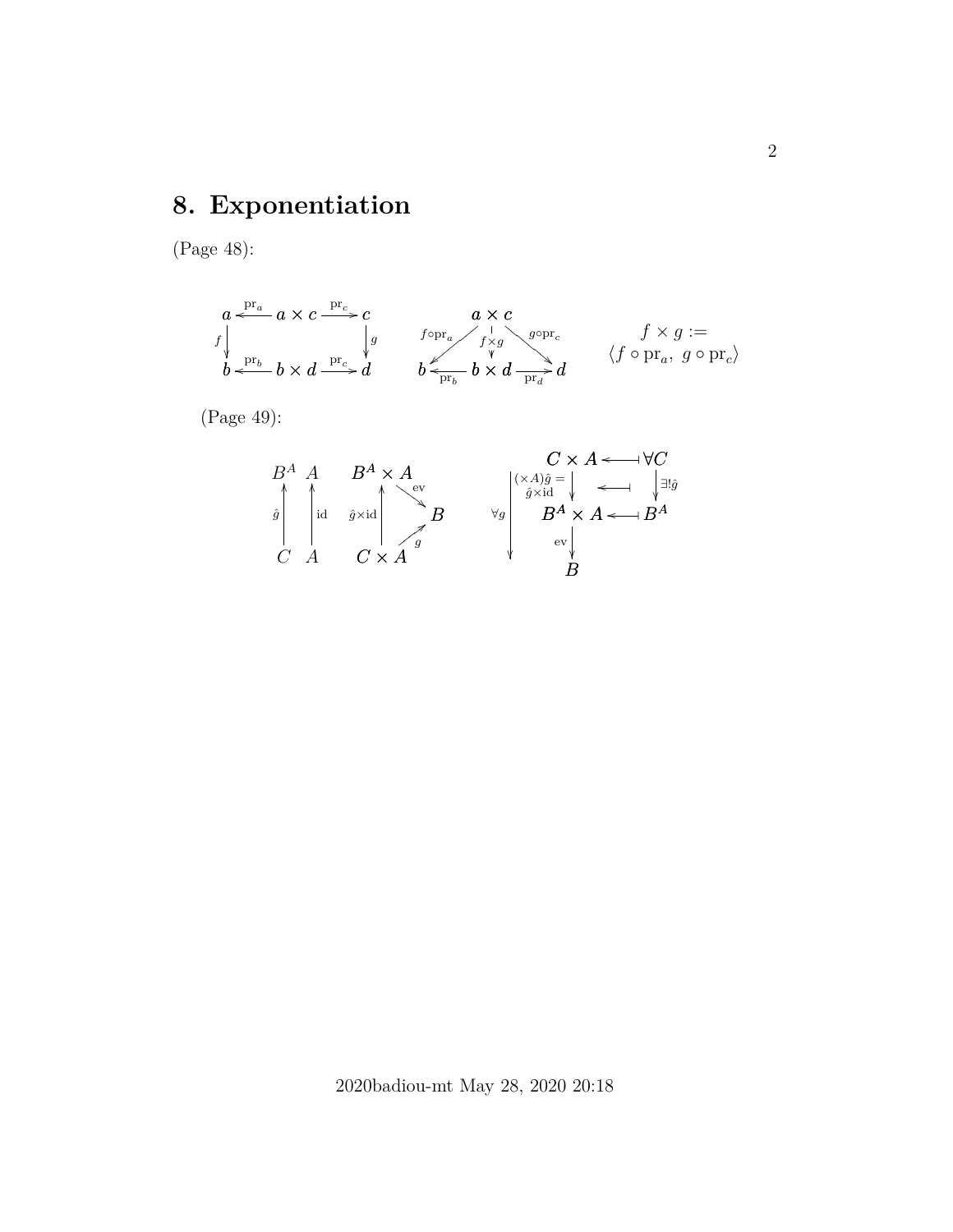# 8. Exponentiation

(Page 48):

$$
\begin{array}{ccccc}
a & \xleftarrow{\mathrm{pr}_a} & a \times c & \xrightarrow{\mathrm{pr}_c} & c \\
{\scriptstyle f}\downarrow & & & & \downarrow{\scriptstyle g} \\
b & \xleftarrow{\mathrm{pr}_b} & b \times d & \xrightarrow{\mathrm{pr}_c} & d
\end{array}
$$

$$
\begin{array}{ccccc}
 & & a \times c & & \\
 & \swarrow^{f \circ \mathrm{pr}_a} & \downarrow{\scriptstyle f \times g} & \searrow^{g \circ \mathrm{pr}_c} & \\
b & \xleftarrow[\mathrm{pr}_b]{} & b \times d & \xrightarrow[\mathrm{pr}_d]{} & d
\end{array}
$$

$$
f \times g := \langle f \circ \mathrm{pr}_a,\ g \circ \mathrm{pr}_c \rangle
$$

(Page 49):

$$
\begin{array}{cc}
B^A & A \\
{\scriptstyle \hat{g}}\uparrow & \uparrow{\scriptstyle \mathrm{id}} \\
C & A
\end{array}
\qquad
\begin{array}{ccc}
B^A \times A & & \\
{\scriptstyle \hat{g} \times \mathrm{id}}\uparrow & \searrow^{\mathrm{ev}} & B \\
C \times A & \nearrow_{g} &
\end{array}
$$

$$
\begin{array}{cccc}
 & C \times A & \longleftarrow\!\!\shortmid & \forall C \\
 & {\scriptstyle (\times A)\hat{g} = \hat{g} \times \mathrm{id}}\downarrow & \longleftarrow\!\!\shortmid & \downarrow{\scriptstyle \exists! \hat{g}} \\
{\scriptstyle \forall g}\downarrow & B^A \times A & \longleftarrow\!\!\shortmid & B^A \\
 & {\scriptstyle \mathrm{ev}}\downarrow & & \\
 & B & &
\end{array}
$$